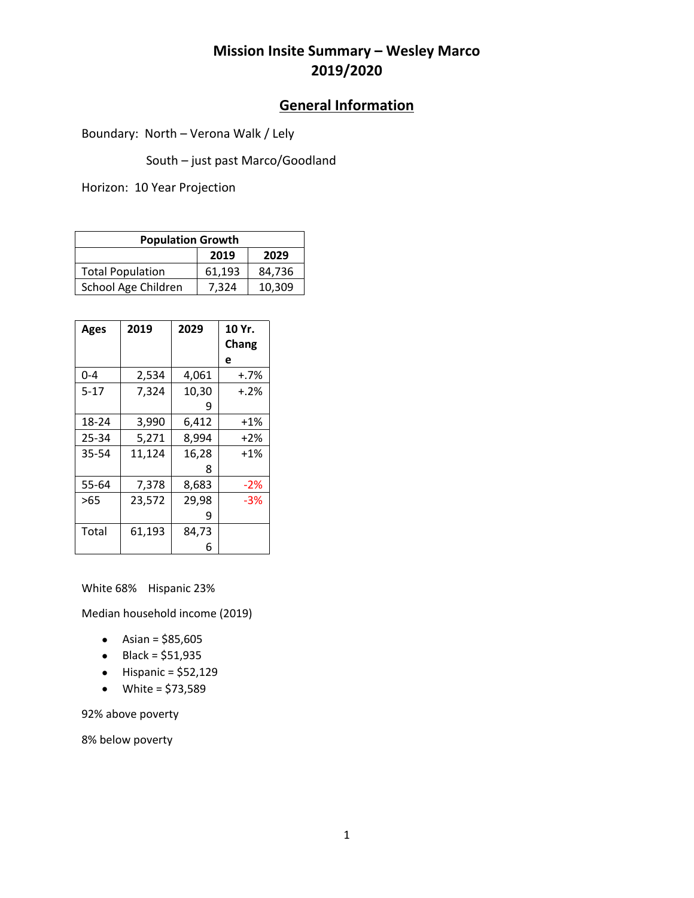# Mission Insite Summary – Wesley Marco 2019/2020

## General Information

Boundary: North – Verona Walk / Lely

South – just past Marco/Goodland

Horizon: 10 Year Projection

| Population Growth | | |
|---|---|---|
| | 2019 | 2029 |
| Total Population | 61,193 | 84,736 |
| School Age Children | 7,324 | 10,309 |

| Ages | 2019 | 2029 | 10 Yr. Change |
|---|---|---|---|
| 0-4 | 2,534 | 4,061 | +.7% |
| 5-17 | 7,324 | 10,309 | +.2% |
| 18-24 | 3,990 | 6,412 | +1% |
| 25-34 | 5,271 | 8,994 | +2% |
| 35-54 | 11,124 | 16,288 | +1% |
| 55-64 | 7,378 | 8,683 | -2% |
| >65 | 23,572 | 29,989 | -3% |
| Total | 61,193 | 84,736 | |

White 68% Hispanic 23%

Median household income (2019)

- Asian = $85,605
- Black = $51,935
- Hispanic = $52,129
- White = $73,589

92% above poverty

8% below poverty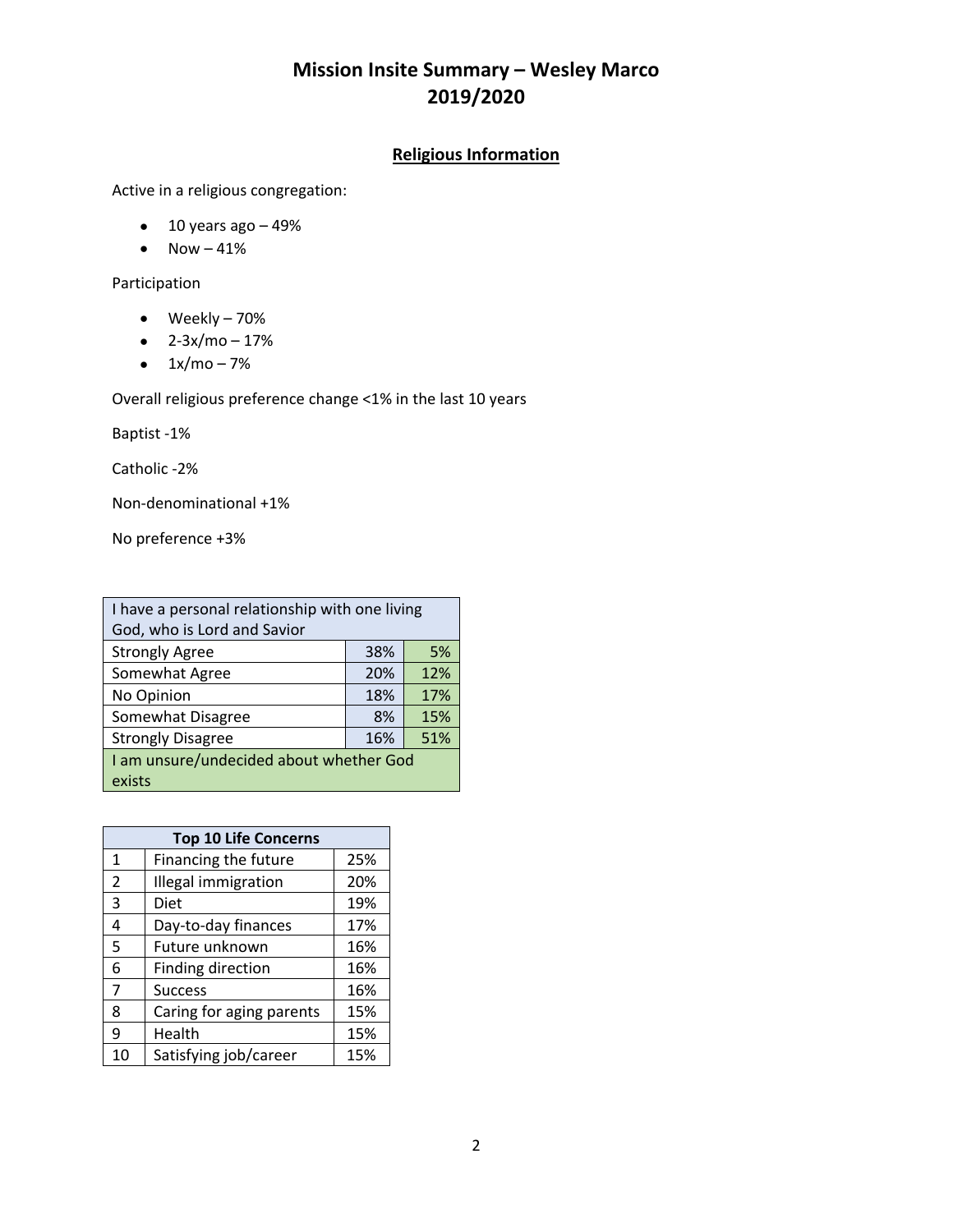# Mission Insite Summary – Wesley Marco
# 2019/2020

## Religious Information

Active in a religious congregation:

- 10 years ago – 49%
- Now – 41%

Participation

- Weekly – 70%
- 2-3x/mo – 17%
- 1x/mo – 7%

Overall religious preference change <1% in the last 10 years

Baptist -1%

Catholic -2%

Non-denominational +1%

No preference +3%

| I have a personal relationship with one living God, who is Lord and Savior | | |
|---|---|---|
| Strongly Agree | 38% | 5% |
| Somewhat Agree | 20% | 12% |
| No Opinion | 18% | 17% |
| Somewhat Disagree | 8% | 15% |
| Strongly Disagree | 16% | 51% |
| I am unsure/undecided about whether God exists | | |

| Top 10 Life Concerns | | |
|---|---|---|
| 1 | Financing the future | 25% |
| 2 | Illegal immigration | 20% |
| 3 | Diet | 19% |
| 4 | Day-to-day finances | 17% |
| 5 | Future unknown | 16% |
| 6 | Finding direction | 16% |
| 7 | Success | 16% |
| 8 | Caring for aging parents | 15% |
| 9 | Health | 15% |
| 10 | Satisfying job/career | 15% |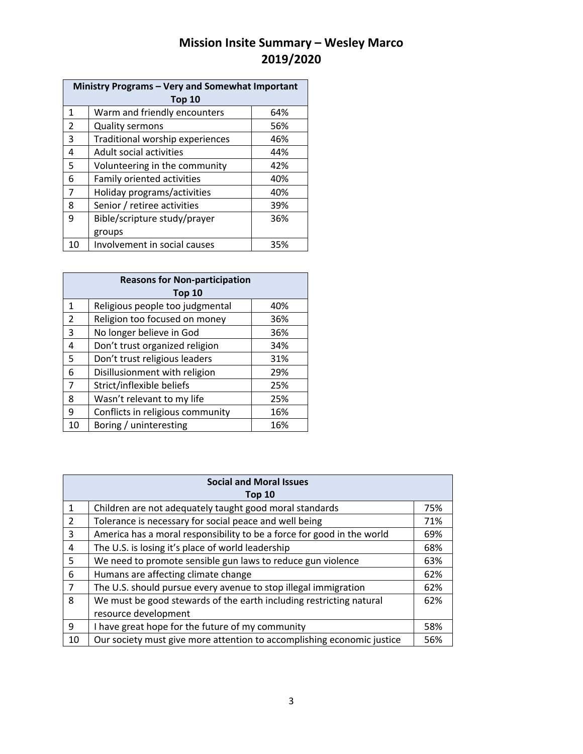# Mission Insite Summary – Wesley Marco
# 2019/2020

| Ministry Programs – Very and Somewhat Important Top 10 | | |
|---|---|---|
| 1 | Warm and friendly encounters | 64% |
| 2 | Quality sermons | 56% |
| 3 | Traditional worship experiences | 46% |
| 4 | Adult social activities | 44% |
| 5 | Volunteering in the community | 42% |
| 6 | Family oriented activities | 40% |
| 7 | Holiday programs/activities | 40% |
| 8 | Senior / retiree activities | 39% |
| 9 | Bible/scripture study/prayer groups | 36% |
| 10 | Involvement in social causes | 35% |

| Reasons for Non-participation Top 10 | | |
|---|---|---|
| 1 | Religious people too judgmental | 40% |
| 2 | Religion too focused on money | 36% |
| 3 | No longer believe in God | 36% |
| 4 | Don't trust organized religion | 34% |
| 5 | Don't trust religious leaders | 31% |
| 6 | Disillusionment with religion | 29% |
| 7 | Strict/inflexible beliefs | 25% |
| 8 | Wasn't relevant to my life | 25% |
| 9 | Conflicts in religious community | 16% |
| 10 | Boring / uninteresting | 16% |

| Social and Moral Issues Top 10 | | |
|---|---|---|
| 1 | Children are not adequately taught good moral standards | 75% |
| 2 | Tolerance is necessary for social peace and well being | 71% |
| 3 | America has a moral responsibility to be a force for good in the world | 69% |
| 4 | The U.S. is losing it's place of world leadership | 68% |
| 5 | We need to promote sensible gun laws to reduce gun violence | 63% |
| 6 | Humans are affecting climate change | 62% |
| 7 | The U.S. should pursue every avenue to stop illegal immigration | 62% |
| 8 | We must be good stewards of the earth including restricting natural resource development | 62% |
| 9 | I have great hope for the future of my community | 58% |
| 10 | Our society must give more attention to accomplishing economic justice | 56% |